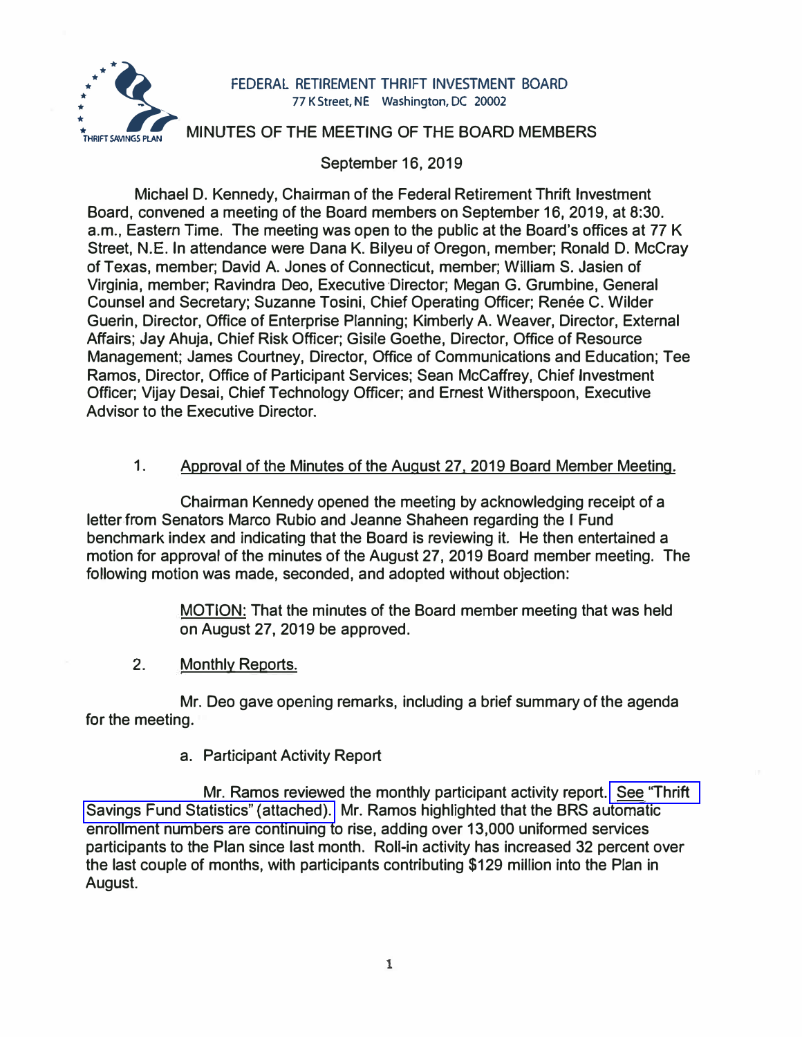FEDERAL RETIREMENT THRIFT INVESTMENT BOARD
77 K Street, NE Washington, DC 20002

THRIFT SAVINGS PLAN

# MINUTES OF THE MEETING OF THE BOARD MEMBERS

September 16, 2019

Michael D. Kennedy, Chairman of the Federal Retirement Thrift Investment Board, convened a meeting of the Board members on September 16, 2019, at 8:30. a.m., Eastern Time. The meeting was open to the public at the Board's offices at 77 K Street, N.E. In attendance were Dana K. Bilyeu of Oregon, member; Ronald D. McCray of Texas, member; David A. Jones of Connecticut, member; William S. Jasien of Virginia, member; Ravindra Deo, Executive Director; Megan G. Grumbine, General Counsel and Secretary; Suzanne Tosini, Chief Operating Officer; Renée C. Wilder Guerin, Director, Office of Enterprise Planning; Kimberly A. Weaver, Director, External Affairs; Jay Ahuja, Chief Risk Officer; Gisile Goethe, Director, Office of Resource Management; James Courtney, Director, Office of Communications and Education; Tee Ramos, Director, Office of Participant Services; Sean McCaffrey, Chief Investment Officer; Vijay Desai, Chief Technology Officer; and Ernest Witherspoon, Executive Advisor to the Executive Director.

1. Approval of the Minutes of the August 27, 2019 Board Member Meeting.

Chairman Kennedy opened the meeting by acknowledging receipt of a letter from Senators Marco Rubio and Jeanne Shaheen regarding the I Fund benchmark index and indicating that the Board is reviewing it. He then entertained a motion for approval of the minutes of the August 27, 2019 Board member meeting. The following motion was made, seconded, and adopted without objection:

> MOTION: That the minutes of the Board member meeting that was held on August 27, 2019 be approved.

2. Monthly Reports.

Mr. Deo gave opening remarks, including a brief summary of the agenda for the meeting.

a. Participant Activity Report

Mr. Ramos reviewed the monthly participant activity report. See "Thrift Savings Fund Statistics" (attached). Mr. Ramos highlighted that the BRS automatic enrollment numbers are continuing to rise, adding over 13,000 uniformed services participants to the Plan since last month. Roll-in activity has increased 32 percent over the last couple of months, with participants contributing $129 million into the Plan in August.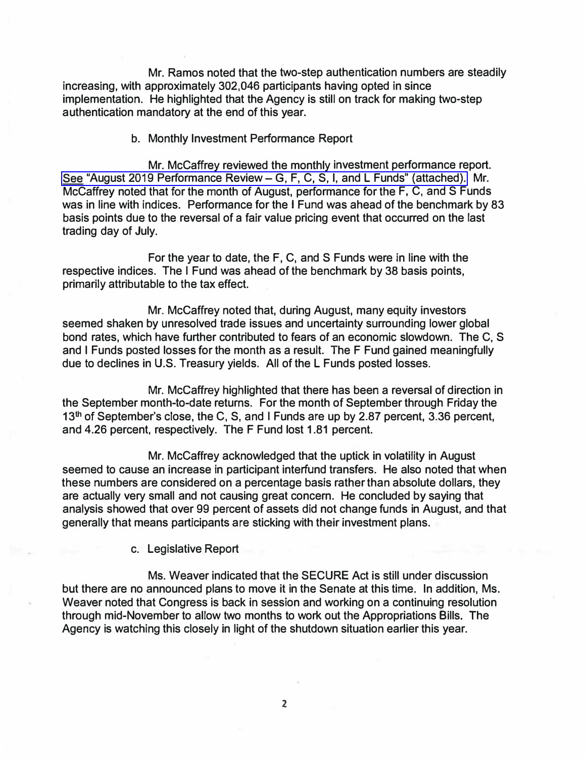Mr. Ramos noted that the two-step authentication numbers are steadily increasing, with approximately 302,046 participants having opted in since implementation. He highlighted that the Agency is still on track for making two-step authentication mandatory at the end of this year.

b. Monthly Investment Performance Report

Mr. McCaffrey reviewed the monthly investment performance report. See "August 2019 Performance Review – G, F, C, S, I, and L Funds" (attached). Mr. McCaffrey noted that for the month of August, performance for the F, C, and S Funds was in line with indices. Performance for the I Fund was ahead of the benchmark by 83 basis points due to the reversal of a fair value pricing event that occurred on the last trading day of July.

For the year to date, the F, C, and S Funds were in line with the respective indices. The I Fund was ahead of the benchmark by 38 basis points, primarily attributable to the tax effect.

Mr. McCaffrey noted that, during August, many equity investors seemed shaken by unresolved trade issues and uncertainty surrounding lower global bond rates, which have further contributed to fears of an economic slowdown. The C, S and I Funds posted losses for the month as a result. The F Fund gained meaningfully due to declines in U.S. Treasury yields. All of the L Funds posted losses.

Mr. McCaffrey highlighted that there has been a reversal of direction in the September month-to-date returns. For the month of September through Friday the 13th of September's close, the C, S, and I Funds are up by 2.87 percent, 3.36 percent, and 4.26 percent, respectively. The F Fund lost 1.81 percent.

Mr. McCaffrey acknowledged that the uptick in volatility in August seemed to cause an increase in participant interfund transfers. He also noted that when these numbers are considered on a percentage basis rather than absolute dollars, they are actually very small and not causing great concern. He concluded by saying that analysis showed that over 99 percent of assets did not change funds in August, and that generally that means participants are sticking with their investment plans.

c. Legislative Report

Ms. Weaver indicated that the SECURE Act is still under discussion but there are no announced plans to move it in the Senate at this time. In addition, Ms. Weaver noted that Congress is back in session and working on a continuing resolution through mid-November to allow two months to work out the Appropriations Bills. The Agency is watching this closely in light of the shutdown situation earlier this year.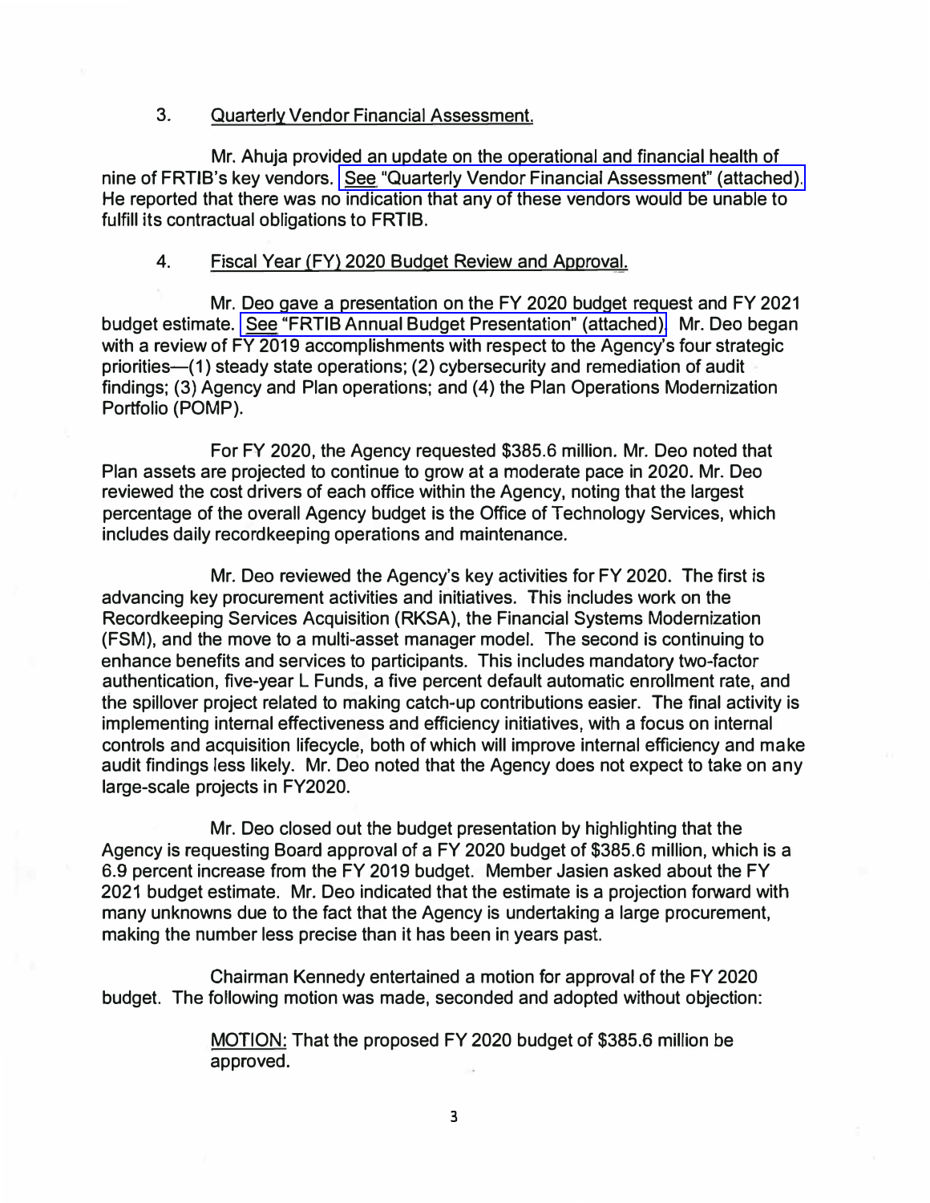3. Quarterly Vendor Financial Assessment.

Mr. Ahuja provided an update on the operational and financial health of nine of FRTIB's key vendors. See "Quarterly Vendor Financial Assessment" (attached). He reported that there was no indication that any of these vendors would be unable to fulfill its contractual obligations to FRTIB.

4. Fiscal Year (FY) 2020 Budget Review and Approval.

Mr. Deo gave a presentation on the FY 2020 budget request and FY 2021 budget estimate. See "FRTIB Annual Budget Presentation" (attached). Mr. Deo began with a review of FY 2019 accomplishments with respect to the Agency's four strategic priorities—(1) steady state operations; (2) cybersecurity and remediation of audit findings; (3) Agency and Plan operations; and (4) the Plan Operations Modernization Portfolio (POMP).

For FY 2020, the Agency requested $385.6 million. Mr. Deo noted that Plan assets are projected to continue to grow at a moderate pace in 2020. Mr. Deo reviewed the cost drivers of each office within the Agency, noting that the largest percentage of the overall Agency budget is the Office of Technology Services, which includes daily recordkeeping operations and maintenance.

Mr. Deo reviewed the Agency's key activities for FY 2020. The first is advancing key procurement activities and initiatives. This includes work on the Recordkeeping Services Acquisition (RKSA), the Financial Systems Modernization (FSM), and the move to a multi-asset manager model. The second is continuing to enhance benefits and services to participants. This includes mandatory two-factor authentication, five-year L Funds, a five percent default automatic enrollment rate, and the spillover project related to making catch-up contributions easier. The final activity is implementing internal effectiveness and efficiency initiatives, with a focus on internal controls and acquisition lifecycle, both of which will improve internal efficiency and make audit findings less likely. Mr. Deo noted that the Agency does not expect to take on any large-scale projects in FY2020.

Mr. Deo closed out the budget presentation by highlighting that the Agency is requesting Board approval of a FY 2020 budget of $385.6 million, which is a 6.9 percent increase from the FY 2019 budget. Member Jasien asked about the FY 2021 budget estimate. Mr. Deo indicated that the estimate is a projection forward with many unknowns due to the fact that the Agency is undertaking a large procurement, making the number less precise than it has been in years past.

Chairman Kennedy entertained a motion for approval of the FY 2020 budget. The following motion was made, seconded and adopted without objection:

> MOTION: That the proposed FY 2020 budget of $385.6 million be approved.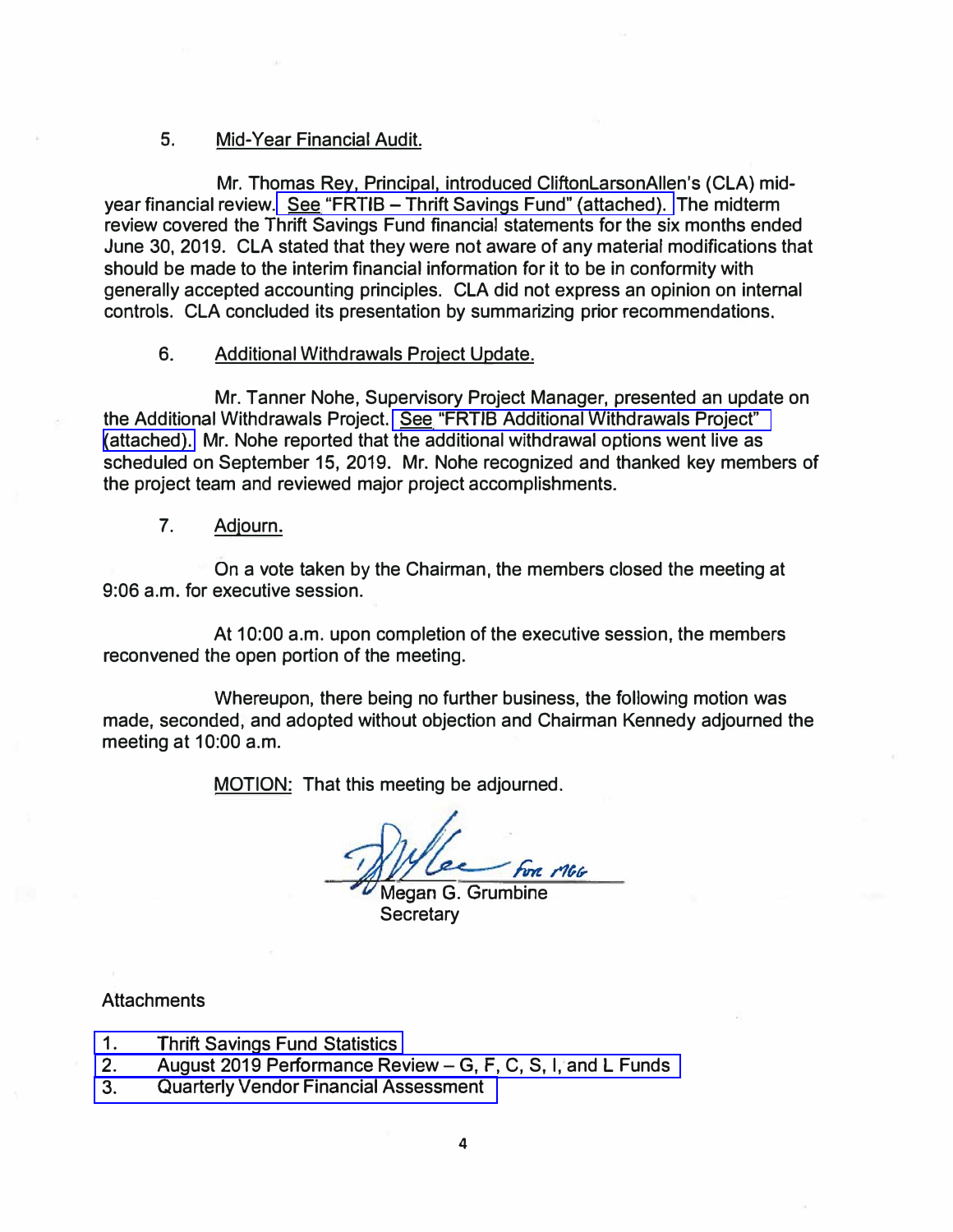5. Mid-Year Financial Audit.

Mr. Thomas Rey, Principal, introduced CliftonLarsonAllen's (CLA) mid-year financial review. See "FRTIB – Thrift Savings Fund" (attached). The midterm review covered the Thrift Savings Fund financial statements for the six months ended June 30, 2019. CLA stated that they were not aware of any material modifications that should be made to the interim financial information for it to be in conformity with generally accepted accounting principles. CLA did not express an opinion on internal controls. CLA concluded its presentation by summarizing prior recommendations.

6. Additional Withdrawals Project Update.

Mr. Tanner Nohe, Supervisory Project Manager, presented an update on the Additional Withdrawals Project. See "FRTIB Additional Withdrawals Project" (attached). Mr. Nohe reported that the additional withdrawal options went live as scheduled on September 15, 2019. Mr. Nohe recognized and thanked key members of the project team and reviewed major project accomplishments.

7. Adjourn.

On a vote taken by the Chairman, the members closed the meeting at 9:06 a.m. for executive session.

At 10:00 a.m. upon completion of the executive session, the members reconvened the open portion of the meeting.

Whereupon, there being no further business, the following motion was made, seconded, and adopted without objection and Chairman Kennedy adjourned the meeting at 10:00 a.m.

MOTION: That this meeting be adjourned.

for MGG

Megan G. Grumbine
Secretary

Attachments

1. Thrift Savings Fund Statistics
2. August 2019 Performance Review – G, F, C, S, I, and L Funds
3. Quarterly Vendor Financial Assessment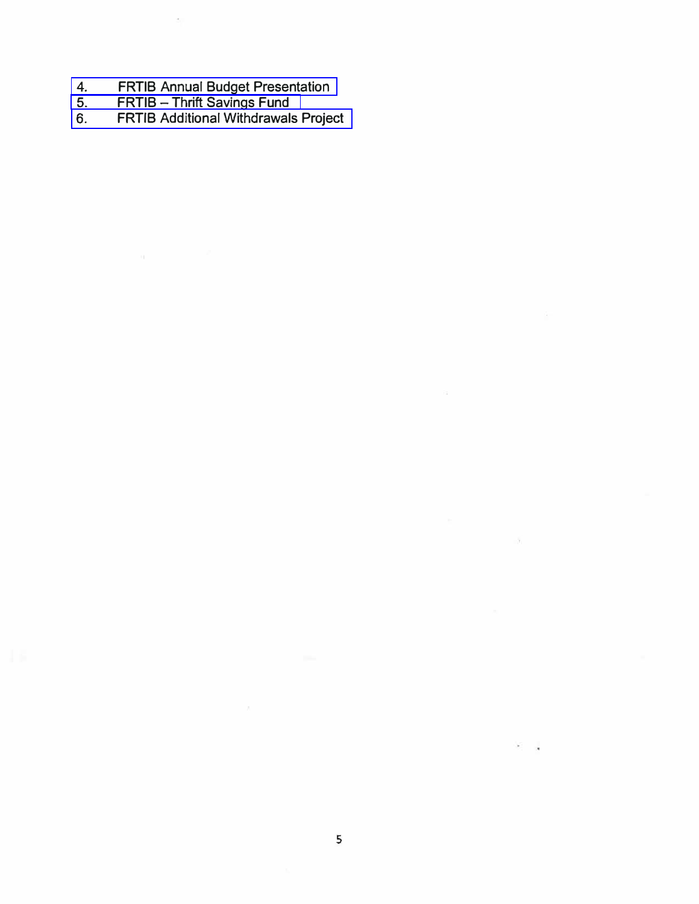4. FRTIB Annual Budget Presentation
5. FRTIB – Thrift Savings Fund
6. FRTIB Additional Withdrawals Project